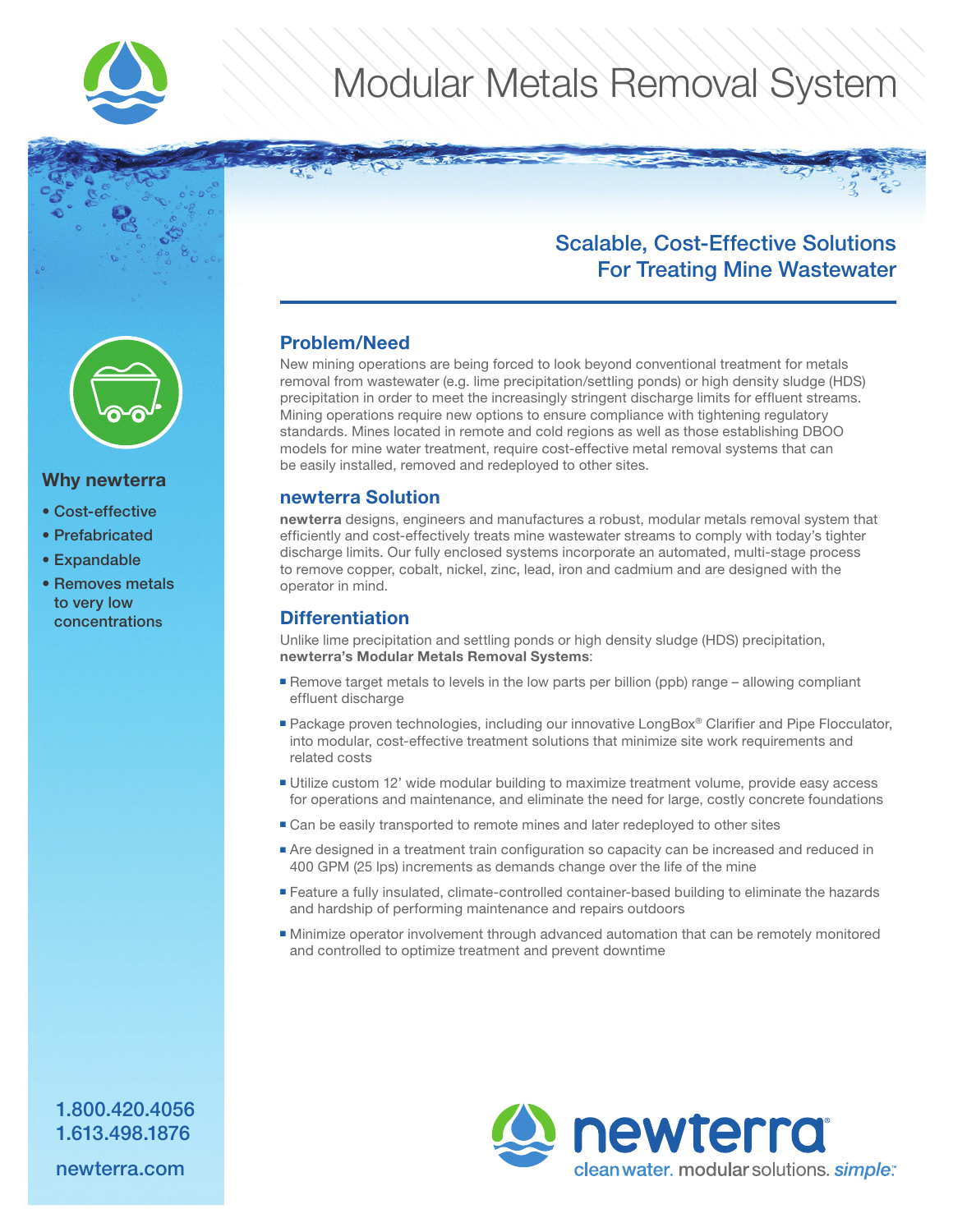# Modular Metals Removal System

## Scalable, Cost-Effective Solutions For Treating Mine Wastewater

### Why newterra

- Cost-effective
- Prefabricated
- Expandable
- Removes metals to very low concentrations

1.800.420.4056
1.613.498.1876

newterra.com

## Problem/Need

New mining operations are being forced to look beyond conventional treatment for metals removal from wastewater (e.g. lime precipitation/settling ponds) or high density sludge (HDS) precipitation in order to meet the increasingly stringent discharge limits for effluent streams. Mining operations require new options to ensure compliance with tightening regulatory standards. Mines located in remote and cold regions as well as those establishing DBOO models for mine water treatment, require cost-effective metal removal systems that can be easily installed, removed and redeployed to other sites.

## newterra Solution

**newterra** designs, engineers and manufactures a robust, modular metals removal system that efficiently and cost-effectively treats mine wastewater streams to comply with today's tighter discharge limits. Our fully enclosed systems incorporate an automated, multi-stage process to remove copper, cobalt, nickel, zinc, lead, iron and cadmium and are designed with the operator in mind.

## Differentiation

Unlike lime precipitation and settling ponds or high density sludge (HDS) precipitation, **newterra's Modular Metals Removal Systems**:

- Remove target metals to levels in the low parts per billion (ppb) range – allowing compliant effluent discharge
- Package proven technologies, including our innovative LongBox® Clarifier and Pipe Flocculator, into modular, cost-effective treatment solutions that minimize site work requirements and related costs
- Utilize custom 12' wide modular building to maximize treatment volume, provide easy access for operations and maintenance, and eliminate the need for large, costly concrete foundations
- Can be easily transported to remote mines and later redeployed to other sites
- Are designed in a treatment train configuration so capacity can be increased and reduced in 400 GPM (25 lps) increments as demands change over the life of the mine
- Feature a fully insulated, climate-controlled container-based building to eliminate the hazards and hardship of performing maintenance and repairs outdoors
- Minimize operator involvement through advanced automation that can be remotely monitored and controlled to optimize treatment and prevent downtime

newterra
clean water. modular solutions. *simple*.™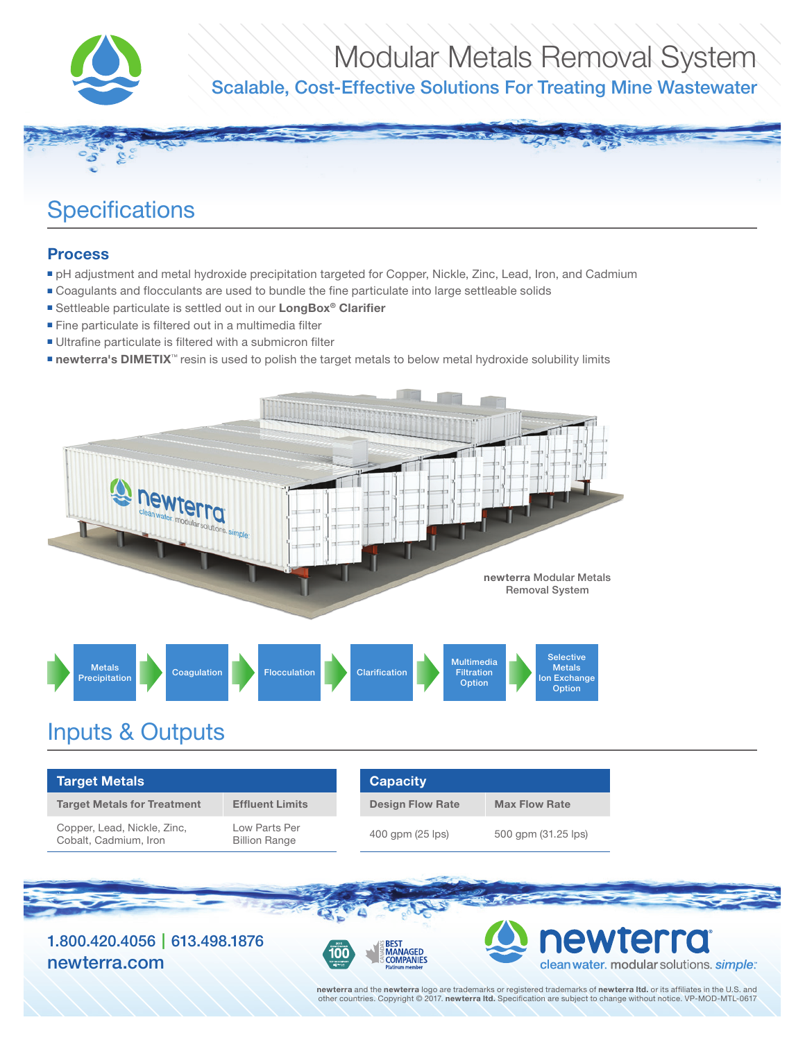# Modular Metals Removal System

## Scalable, Cost-Effective Solutions For Treating Mine Wastewater

## Specifications

### Process

- pH adjustment and metal hydroxide precipitation targeted for Copper, Nickle, Zinc, Lead, Iron, and Cadmium
- Coagulants and flocculants are used to bundle the fine particulate into large settleable solids
- Settleable particulate is settled out in our **LongBox® Clarifier**
- Fine particulate is filtered out in a multimedia filter
- Ultrafine particulate is filtered with a submicron filter
- **newterra's DIMETIX™** resin is used to polish the target metals to below metal hydroxide solubility limits

**newterra** Modular Metals Removal System

Metals Precipitation → Coagulation → Flocculation → Clarification → Multimedia Filtration Option → Selective Metals Ion Exchange Option

## Inputs & Outputs

| Target Metals | |
|---|---|
| **Target Metals for Treatment** | **Effluent Limits** |
| Copper, Lead, Nickle, Zinc, Cobalt, Cadmium, Iron | Low Parts Per Billion Range |

| Capacity | |
|---|---|
| **Design Flow Rate** | **Max Flow Rate** |
| 400 gpm (25 lps) | 500 gpm (31.25 lps) |

1.800.420.4056 | 613.498.1876
newterra.com

newterra — clean water. modular solutions. simple.

**newterra** and the **newterra** logo are trademarks or registered trademarks of **newterra ltd.** or its affiliates in the U.S. and other countries. Copyright © 2017. **newterra ltd.** Specification are subject to change without notice. VP-MOD-MTL-0617